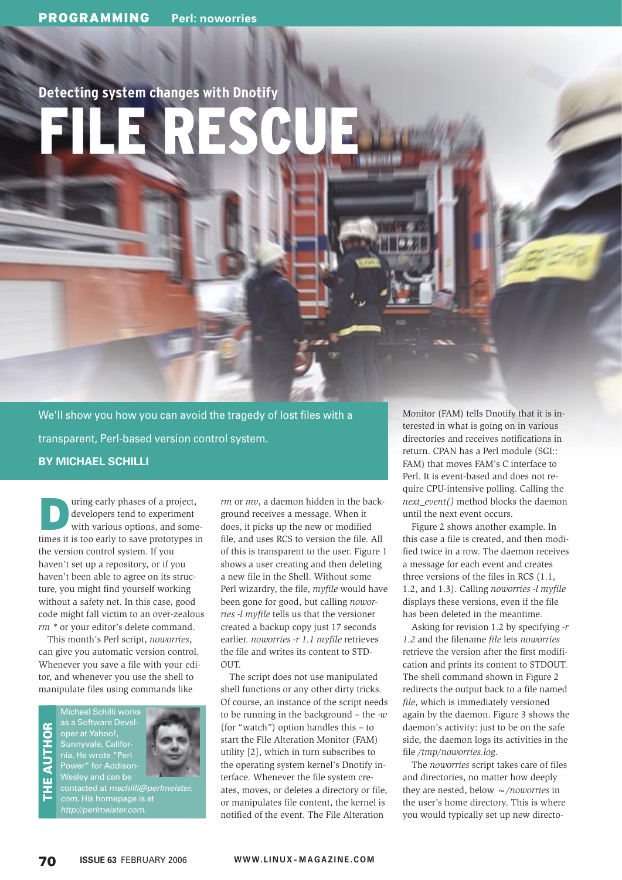# Detecting system changes with Dnotify

# FILE RESCUE

We'll show you how you can avoid the tragedy of lost files with a transparent, Perl-based version control system.

**BY MICHAEL SCHILLI**

During early phases of a project, developers tend to experiment with various options, and sometimes it is too early to save prototypes in the version control system. If you haven't set up a repository, or if you haven't been able to agree on its structure, you might find yourself working without a safety net. In this case, good code might fall victim to an over-zealous *rm* * or your editor's delete command.

This month's Perl script, *noworries*, can give you automatic version control. Whenever you save a file with your editor, and whenever you use the shell to manipulate files using commands like *rm* or *mv*, a daemon hidden in the background receives a message. When it does, it picks up the new or modified file, and uses RCS to version the file. All of this is transparent to the user. Figure 1 shows a user creating and then deleting a new file in the Shell. Without some Perl wizardry, the file, *myfile* would have been gone for good, but calling *noworries -l myfile* tells us that the versioner created a backup copy just 17 seconds earlier. *noworries -r 1.1 myfile* retrieves the file and writes its content to STDOUT.

The script does not use manipulated shell functions or any other dirty tricks. Of course, an instance of the script needs to be running in the background – the *-w* (for "watch") option handles this – to start the File Alteration Monitor (FAM) utility [2], which in turn subscribes to the operating system kernel's Dnotify interface. Whenever the file system creates, moves, or deletes a directory or file, or manipulates file content, the kernel is notified of the event. The File Alteration Monitor (FAM) tells Dnotify that it is interested in what is going on in various directories and receives notifications in return. CPAN has a Perl module (SGI::FAM) that moves FAM's C interface to Perl. It is event-based and does not require CPU-intensive polling. Calling the *next_event()* method blocks the daemon until the next event occurs.

Figure 2 shows another example. In this case a file is created, and then modified twice in a row. The daemon receives a message for each event and creates three versions of the files in RCS (1.1, 1.2, and 1.3). Calling *noworries -l myfile* displays these versions, even if the file has been deleted in the meantime.

Asking for revision 1.2 by specifying *-r 1.2* and the filename *file* lets *noworries* retrieve the version after the first modification and prints its content to STDOUT. The shell command shown in Figure 2 redirects the output back to a file named *file*, which is immediately versioned again by the daemon. Figure 3 shows the daemon's activity: just to be on the safe side, the daemon logs its activities in the file */tmp/noworries.log*.

The *noworries* script takes care of files and directories, no matter how deeply they are nested, below *~/noworries* in the user's home directory. This is where you would typically set up new directo-

**THE AUTHOR**

Michael Schilli works as a Software Developer at Yahoo!, Sunnyvale, California. He wrote "Perl Power" for Addison-Wesley and can be contacted at *mschilli@perlmeister.com*. His homepage is at *http://perlmeister.com*.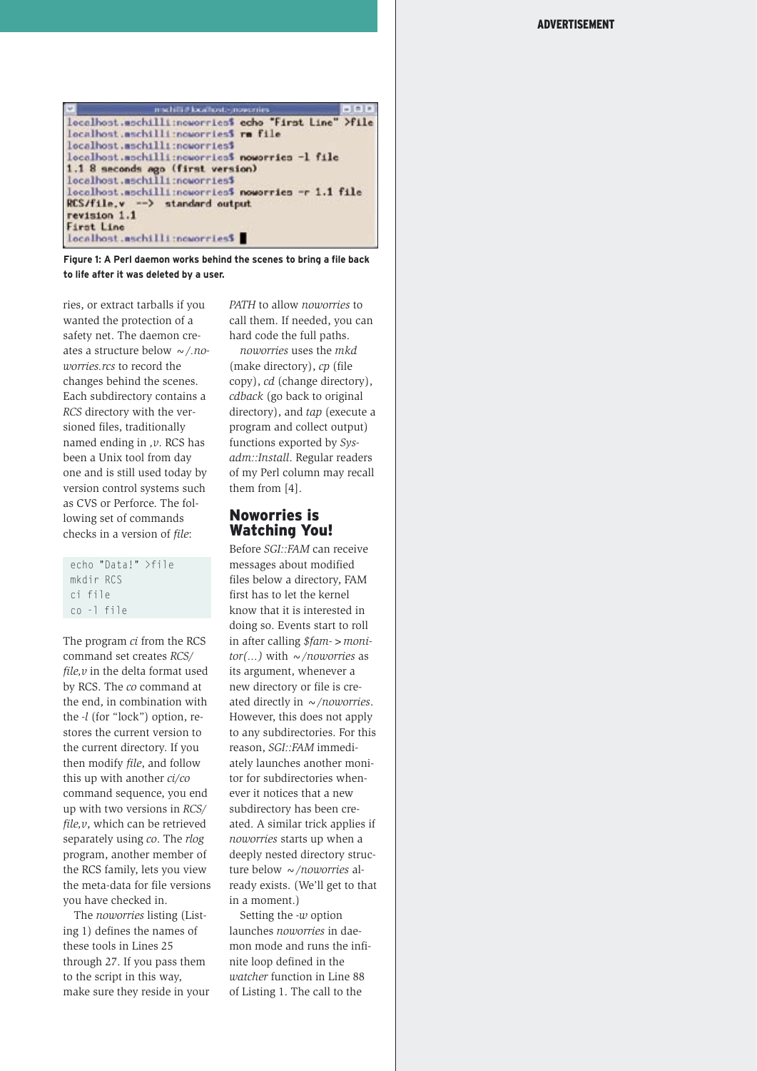```
localhost.mschilli:noworries$ echo "First Line" >file
localhost.mschilli:noworries$ rm file
localhost.mschilli:noworries$
localhost.mschilli:noworries$ noworries -l file
1.1 8 seconds ago (first version)
localhost.mschilli:noworries$
localhost.mschilli:noworries$ noworries -r 1.1 file
RCS/file.v  -->  standard output
revision 1.1
First Line
localhost.mschilli:noworries$
```

**Figure 1: A Perl daemon works behind the scenes to bring a file back to life after it was deleted by a user.**

ries, or extract tarballs if you wanted the protection of a safety net. The daemon creates a structure below *~/.noworries.rcs* to record the changes behind the scenes. Each subdirectory contains a *RCS* directory with the versioned files, traditionally named ending in *,v*. RCS has been a Unix tool from day one and is still used today by version control systems such as CVS or Perforce. The following set of commands checks in a version of *file*:

```
echo "Data!" >file
mkdir RCS
ci file
co -l file
```

The program *ci* from the RCS command set creates *RCS/file,v* in the delta format used by RCS. The *co* command at the end, in combination with the *-l* (for "lock") option, restores the current version to the current directory. If you then modify *file*, and follow this up with another *ci/co* command sequence, you end up with two versions in *RCS/file,v*, which can be retrieved separately using *co*. The *rlog* program, another member of the RCS family, lets you view the meta-data for file versions you have checked in.

The *noworries* listing (Listing 1) defines the names of these tools in Lines 25 through 27. If you pass them to the script in this way, make sure they reside in your *PATH* to allow *noworries* to call them. If needed, you can hard code the full paths.

*noworries* uses the *mkd* (make directory), *cp* (file copy), *cd* (change directory), *cdback* (go back to original directory), and *tap* (execute a program and collect output) functions exported by *Sysadm::Install*. Regular readers of my Perl column may recall them from [4].

## Noworries is Watching You!

Before *SGI::FAM* can receive messages about modified files below a directory, FAM first has to let the kernel know that it is interested in doing so. Events start to roll in after calling *$fam->monitor(...)* with *~/noworries* as its argument, whenever a new directory or file is created directly in *~/noworries*. However, this does not apply to any subdirectories. For this reason, *SGI::FAM* immediately launches another monitor for subdirectories whenever it notices that a new subdirectory has been created. A similar trick applies if *noworries* starts up when a deeply nested directory structure below *~/noworries* already exists. (We'll get to that in a moment.)

Setting the *-w* option launches *noworries* in daemon mode and runs the infinite loop defined in the *watcher* function in Line 88 of Listing 1. The call to the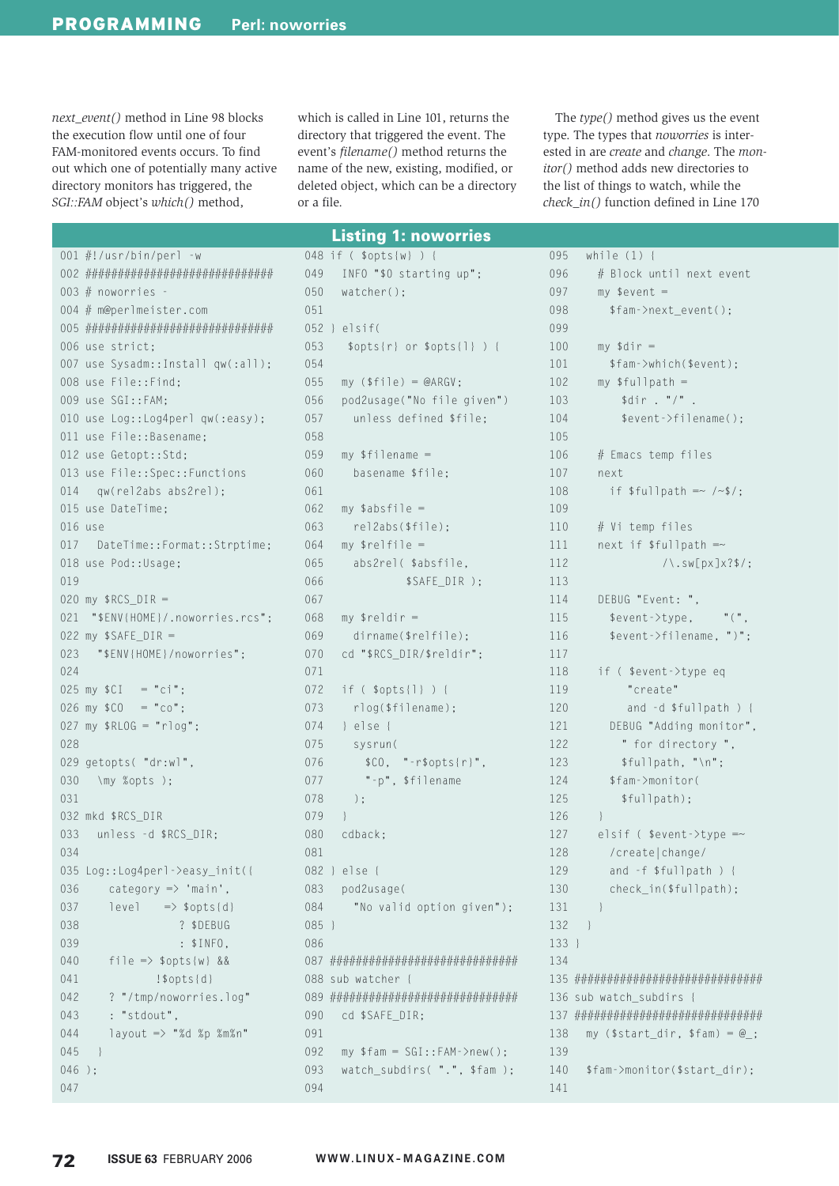*next_event()* method in Line 98 blocks the execution flow until one of four FAM-monitored events occurs. To find out which one of potentially many active directory monitors has triggered, the *SGI::FAM* object's *which()* method, which is called in Line 101, returns the directory that triggered the event. The event's *filename()* method returns the name of the new, existing, modified, or deleted object, which can be a directory or a file.

The *type()* method gives us the event type. The types that *noworries* is interested in are *create* and *change*. The *monitor()* method adds new directories to the list of things to watch, while the *check_in()* function defined in Line 170

### Listing 1: noworries

```
001 #!/usr/bin/perl -w
002 #############################
003 # noworries -
004 # m@perlmeister.com
005 #############################
006 use strict;
007 use Sysadm::Install qw(:all);
008 use File::Find;
009 use SGI::FAM;
010 use Log::Log4perl qw(:easy);
011 use File::Basename;
012 use Getopt::Std;
013 use File::Spec::Functions
014   qw(rel2abs abs2rel);
015 use DateTime;
016 use
017   DateTime::Format::Strptime;
018 use Pod::Usage;
019
020 my $RCS_DIR =
021   "$ENV{HOME}/.noworries.rcs";
022 my $SAFE_DIR =
023   "$ENV{HOME}/noworries";
024
025 my $CI   = "ci";
026 my $CO   = "co";
027 my $RLOG = "rlog";
028
029 getopts( "dr:wl",
030   \my %opts );
031
032 mkd $RCS_DIR
033   unless -d $RCS_DIR;
034
035 Log::Log4perl->easy_init({
036     category => 'main',
037     level    => $opts{d}
038                ? $DEBUG
039                : $INFO,
040     file => $opts{w} &&
041             !$opts{d}
042     ? "/tmp/noworries.log"
043     : "stdout",
044     layout => "%d %p %m%n"
045   }
046 );
047
048 if ( $opts{w} ) {
049   INFO "$0 starting up";
050   watcher();
051
052 } elsif(
053    $opts{r} or $opts{l} ) {
054
055   my ($file) = @ARGV;
056   pod2usage("No file given")
057     unless defined $file;
058
059   my $filename =
060     basename $file;
061
062   my $absfile =
063     rel2abs($file);
064   my $relfile =
065     abs2rel( $absfile,
066              $SAFE_DIR );
067
068   my $reldir =
069     dirname($relfile);
070   cd "$RCS_DIR/$reldir";
071
072   if ( $opts{l} ) {
073     rlog($filename);
074   } else {
075     sysrun(
076       $CO,  "-r$opts{r}",
077       "-p", $filename
078     );
079   }
080   cdback;
081
082 } else {
083   pod2usage(
084     "No valid option given");
085 }
086
087 #############################
088 sub watcher {
089 #############################
090   cd $SAFE_DIR;
091
092   my $fam = SGI::FAM->new();
093   watch_subdirs( ".", $fam );
094
095   while (1) {
096     # Block until next event
097     my $event =
098       $fam->next_event();
099
100     my $dir =
101       $fam->which($event);
102     my $fullpath =
103         $dir . "/" .
104         $event->filename();
105
106     # Emacs temp files
107     next
108       if $fullpath =~ /~$/;
109
110     # Vi temp files
111     next if $fullpath =~
112            /\.sw[px]x?$/;
113
114     DEBUG "Event: ",
115       $event->type,    "(",
116       $event->filename, ")";
117
118     if ( $event->type eq
119          "create"
120          and -d $fullpath ) {
121       DEBUG "Adding monitor",
122         " for directory ",
123         $fullpath, "\n";
124       $fam->monitor(
125         $fullpath);
126     }
127     elsif ( $event->type =~
128       /create|change/
129       and -f $fullpath ) {
130       check_in($fullpath);
131     }
132   }
133 }
134
135 #############################
136 sub watch_subdirs {
137 #############################
138   my ($start_dir, $fam) = @_;
139
140   $fam->monitor($start_dir);
141
```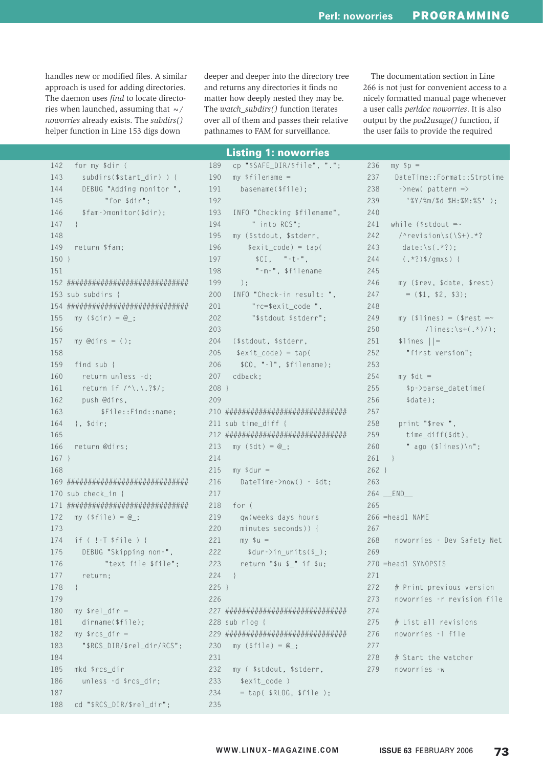handles new or modified files. A similar approach is used for adding directories. The daemon uses *find* to locate directories when launched, assuming that *~/noworries* already exists. The *subdirs()* helper function in Line 153 digs down deeper and deeper into the directory tree and returns any directories it finds no matter how deeply nested they may be. The *watch_subdirs()* function iterates over all of them and passes their relative pathnames to FAM for surveillance.

The documentation section in Line 266 is not just for convenient access to a nicely formatted manual page whenever a user calls *perldoc noworries*. It is also output by the *pod2usage()* function, if the user fails to provide the required

## Listing 1: noworries

```
142   for my $dir (
143     subdirs($start_dir) ) {
144     DEBUG "Adding monitor ",
145           "for $dir";
146     $fam->monitor($dir);
147   }
148
149   return $fam;
150 }
151
152 ##############################
153 sub subdirs {
154 ##############################
155   my ($dir) = @_;
156
157   my @dirs = ();
158
159   find sub {
160     return unless -d;
161     return if /^\.\.?$/;
162     push @dirs,
163          $File::Find::name;
164   }, $dir;
165
166   return @dirs;
167 }
168
169 ##############################
170 sub check_in {
171 ##############################
172   my ($file) = @_;
173
174   if ( !-T $file ) {
175     DEBUG "Skipping non-",
176           "text file $file";
177     return;
178   }
179
180   my $rel_dir =
181     dirname($file);
182   my $rcs_dir =
183     "$RCS_DIR/$rel_dir/RCS";
184
185   mkd $rcs_dir
186     unless -d $rcs_dir;
187
188   cd "$RCS_DIR/$rel_dir";
189   cp "$SAFE_DIR/$file", ".";
190   my $filename =
191     basename($file);
192
193   INFO "Checking $filename",
194        " into RCS";
195   my ($stdout, $stderr,
196       $exit_code) = tap(
197         $CI,   "-t-",
198        "-m-", $filename
199     );
200   INFO "Check-in result: ",
201        "rc=$exit_code ",
202        "$stdout $stderr";
203
204   ($stdout, $stderr,
205    $exit_code) = tap(
206     $CO, "-l", $filename);
207   cdback;
208 }
209
210 ##############################
211 sub time_diff {
212 ##############################
213   my ($dt) = @_;
214
215   my $dur =
216     DateTime->now() - $dt;
217
218   for (
219     qw(weeks days hours
220     minutes seconds)) {
221     my $u =
222       $dur->in_units($_);
223     return "$u $_" if $u;
224   }
225 }
226
227 ##############################
228 sub rlog {
229 ##############################
230   my ($file) = @_;
231
232   my ( $stdout, $stderr,
233     $exit_code )
234     = tap( $RLOG, $file );
235
236   my $p =
237    DateTime::Format::Strptime
238     ->new( pattern =>
239      '%Y/%m/%d %H:%M:%S' );
240
241   while ($stdout =~
242     /^revision\s(\S+).*?
243      date:\s(.*?);
244     (.*?)$/gmxs) {
245
246     my ($rev, $date, $rest)
247       = ($1, $2, $3);
248
249     my ($lines) = ($rest =~
250           /lines:\s+(.*)/);
251     $lines ||=
252       "first version";
253
254     my $dt =
255       $p->parse_datetime(
256       $date);
257
258     print "$rev ",
259       time_diff($dt),
260       " ago ($lines)\n";
261   }
262 }
263
264 __END__
265
266 =head1 NAME
267
268   noworries - Dev Safety Net
269
270 =head1 SYNOPSIS
271
272   # Print previous version
273   noworries -r revision file
274
275   # List all revisions
276   noworries -l file
277
278   # Start the watcher
279   noworries -w
```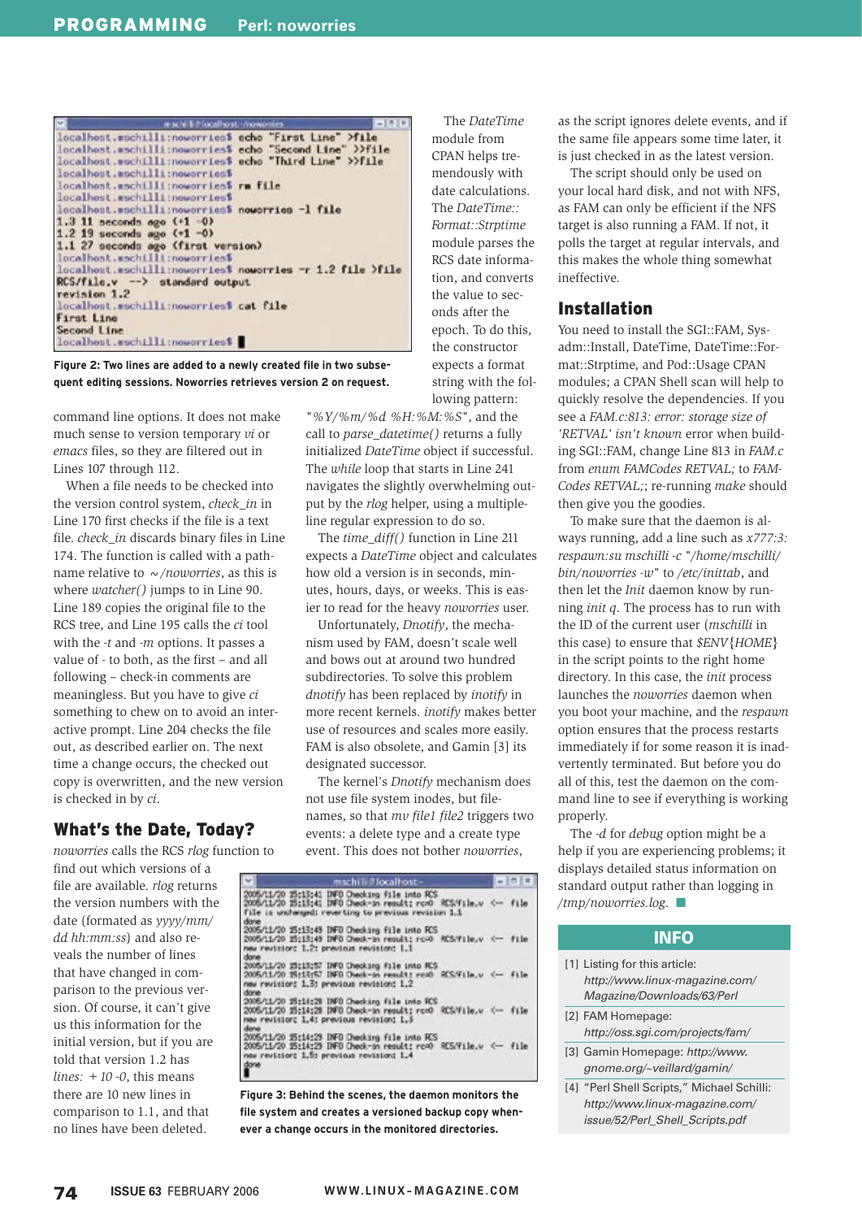Figure 2: Two lines are added to a newly created file in two subsequent editing sessions. Noworries retrieves version 2 on request.

command line options. It does not make much sense to version temporary *vi* or *emacs* files, so they are filtered out in Lines 107 through 112.

When a file needs to be checked into the version control system, *check_in* in Line 170 first checks if the file is a text file. *check_in* discards binary files in Line 174. The function is called with a pathname relative to *~/noworries*, as this is where *watcher()* jumps to in Line 90. Line 189 copies the original file to the RCS tree, and Line 195 calls the *ci* tool with the *-t* and *-m* options. It passes a value of - to both, as the first – and all following – check-in comments are meaningless. But you have to give *ci* something to chew on to avoid an interactive prompt. Line 204 checks the file out, as described earlier on. The next time a change occurs, the checked out copy is overwritten, and the new version is checked in by *ci*.

## What's the Date, Today?

*noworries* calls the RCS *rlog* function to find out which versions of a file are available. *rlog* returns the version numbers with the date (formated as *yyyy/mm/dd hh:mm:ss*) and also reveals the number of lines that have changed in comparison to the previous version. Of course, it can't give us this information for the initial version, but if you are told that version 1.2 has *lines: +10 -0*, this means there are 10 new lines in comparison to 1.1, and that no lines have been deleted.

The *DateTime* module from CPAN helps tremendously with date calculations. The *DateTime::Format::Strptime* module parses the RCS date information, and converts the value to seconds after the epoch. To do this, the constructor expects a format string with the following pattern: *"%Y/%m/%d %H:%M:%S"*, and the call to *parse_datetime()* returns a fully initialized *DateTime* object if successful. The *while* loop that starts in Line 241 navigates the slightly overwhelming output by the *rlog* helper, using a multiple-line regular expression to do so.

The *time_diff()* function in Line 211 expects a *DateTime* object and calculates how old a version is in seconds, minutes, hours, days, or weeks. This is easier to read for the heavy *noworries* user.

Unfortunately, *Dnotify*, the mechanism used by FAM, doesn't scale well and bows out at around two hundred subdirectories. To solve this problem *dnotify* has been replaced by *inotify* in more recent kernels. *inotify* makes better use of resources and scales more easily. FAM is also obsolete, and Gamin [3] its designated successor.

The kernel's *Dnotify* mechanism does not use file system inodes, but filenames, so that *mv file1 file2* triggers two events: a delete type and a create type event. This does not bother *noworries*, as the script ignores delete events, and if the same file appears some time later, it is just checked in as the latest version.

Figure 3: Behind the scenes, the daemon monitors the file system and creates a versioned backup copy whenever a change occurs in the monitored directories.

The script should only be used on your local hard disk, and not with NFS, as FAM can only be efficient if the NFS target is also running a FAM. If not, it polls the target at regular intervals, and this makes the whole thing somewhat ineffective.

## Installation

You need to install the SGI::FAM, Sysadm::Install, DateTime, DateTime::Format::Strptime, and Pod::Usage CPAN modules; a CPAN Shell scan will help to quickly resolve the dependencies. If you see a *FAM.c:813: error: storage size of 'RETVAL' isn't known* error when building SGI::FAM, change Line 813 in *FAM.c* from *enum FAMCodes RETVAL;* to *FAMCodes RETVAL;*; re-running *make* should then give you the goodies.

To make sure that the daemon is always running, add a line such as *x777:3:respawn:su mschilli -c "/home/mschilli/bin/noworries -w"* to */etc/inittab*, and then let the *Init* daemon know by running *init q*. The process has to run with the ID of the current user (*mschilli* in this case) to ensure that *$ENV{HOME}* in the script points to the right home directory. In this case, the *init* process launches the *noworries* daemon when you boot your machine, and the *respawn* option ensures that the process restarts immediately if for some reason it is inadvertently terminated. But before you do all of this, test the daemon on the command line to see if everything is working properly.

The *-d* for *debug* option might be a help if you are experiencing problems; it displays detailed status information on standard output rather than logging in */tmp/noworries.log*. ■

## INFO

[1] Listing for this article: *http://www.linux-magazine.com/Magazine/Downloads/63/Perl*

[2] FAM Homepage: *http://oss.sgi.com/projects/fam/*

[3] Gamin Homepage: *http://www.gnome.org/~veillard/gamin/*

[4] "Perl Shell Scripts," Michael Schilli: *http://www.linux-magazine.com/issue/52/Perl_Shell_Scripts.pdf*